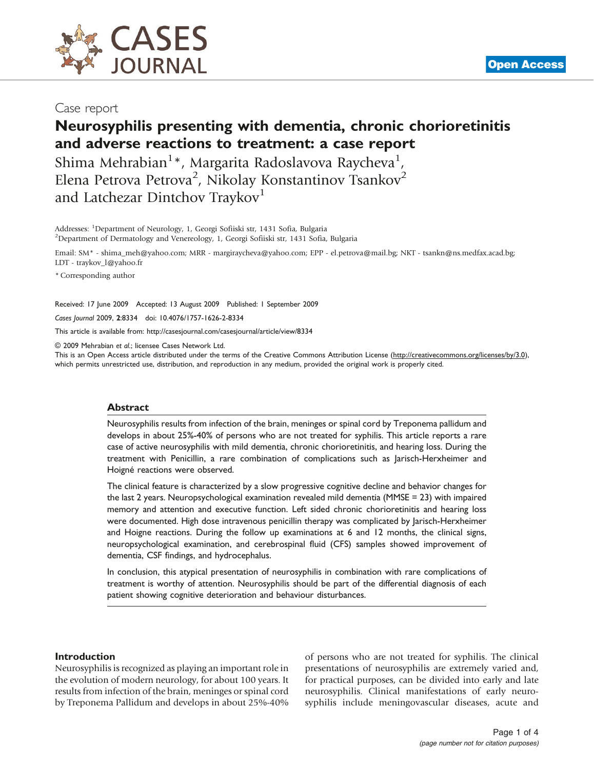Case report

# Neurosyphilis presenting with dementia, chronic chorioretinitis and adverse reactions to treatment: a case report

Shima Mehrabian[1]*, Margarita Radoslavova Raycheva[1], Elena Petrova Petrova[2], Nikolay Konstantinov Tsankov[2] and Latchezar Dintchov Traykov[1]

Addresses: [1]Department of Neurology, 1, Georgi Sofiiski str, 1431 Sofia, Bulgaria
[2]Department of Dermatology and Venereology, 1, Georgi Sofiiski str, 1431 Sofia, Bulgaria

Email: SM* - shima_meh@yahoo.com; MRR - margiraycheva@yahoo.com; EPP - el.petrova@mail.bg; NKT - tsankn@ns.medfax.acad.bg; LDT - traykov_l@yahoo.fr

* Corresponding author

Received: 17 June 2009 Accepted: 13 August 2009 Published: 1 September 2009

*Cases Journal* 2009, **2**:8334 doi: 10.4076/1757-1626-2-8334

This article is available from: http://casesjournal.com/casesjournal/article/view/8334

© 2009 Mehrabian *et al.*; licensee Cases Network Ltd.
This is an Open Access article distributed under the terms of the Creative Commons Attribution License (http://creativecommons.org/licenses/by/3.0), which permits unrestricted use, distribution, and reproduction in any medium, provided the original work is properly cited.

## Abstract

Neurosyphilis results from infection of the brain, meninges or spinal cord by Treponema pallidum and develops in about 25%-40% of persons who are not treated for syphilis. This article reports a rare case of active neurosyphilis with mild dementia, chronic chorioretinitis, and hearing loss. During the treatment with Penicillin, a rare combination of complications such as Jarisch-Herxheimer and Hoigné reactions were observed.

The clinical feature is characterized by a slow progressive cognitive decline and behavior changes for the last 2 years. Neuropsychological examination revealed mild dementia (MMSE = 23) with impaired memory and attention and executive function. Left sided chronic chorioretinitis and hearing loss were documented. High dose intravenous penicillin therapy was complicated by Jarisch-Herxheimer and Hoigne reactions. During the follow up examinations at 6 and 12 months, the clinical signs, neuropsychological examination, and cerebrospinal fluid (CFS) samples showed improvement of dementia, CSF findings, and hydrocephalus.

In conclusion, this atypical presentation of neurosyphilis in combination with rare complications of treatment is worthy of attention. Neurosyphilis should be part of the differential diagnosis of each patient showing cognitive deterioration and behaviour disturbances.

## Introduction

Neurosyphilis is recognized as playing an important role in the evolution of modern neurology, for about 100 years. It results from infection of the brain, meninges or spinal cord by Treponema Pallidum and develops in about 25%-40% of persons who are not treated for syphilis. The clinical presentations of neurosyphilis are extremely varied and, for practical purposes, can be divided into early and late neurosyphilis. Clinical manifestations of early neurosyphilis include meningovascular diseases, acute and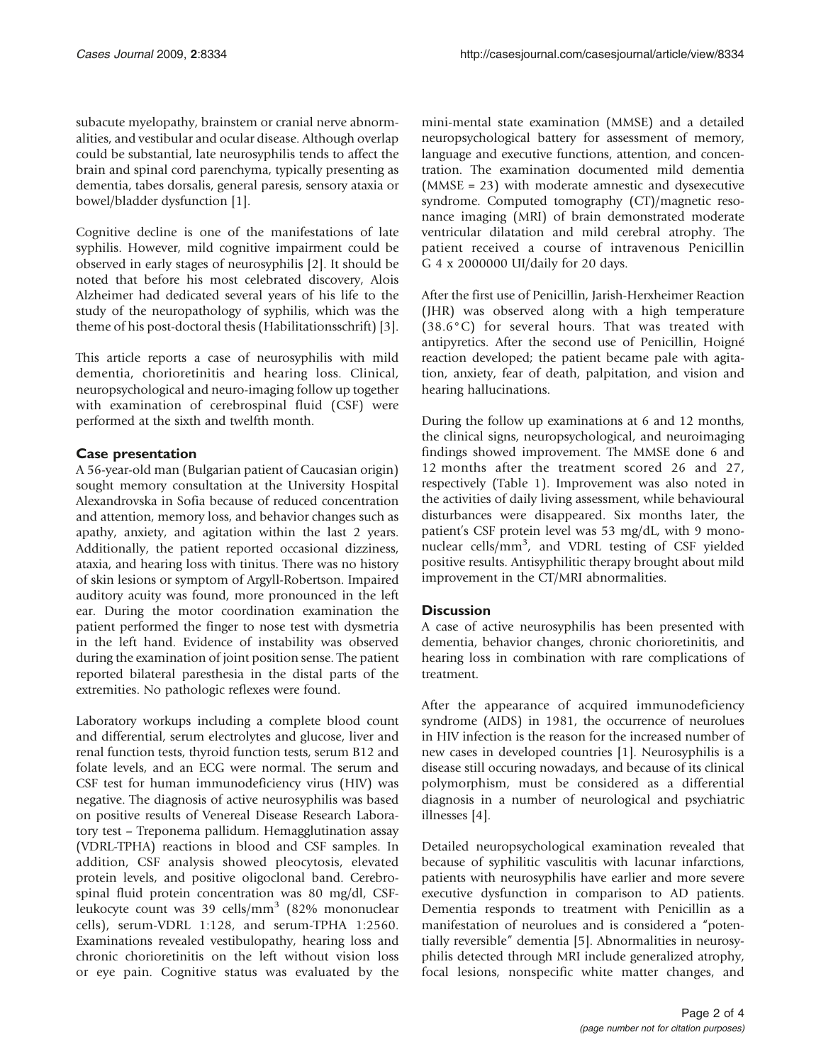subacute myelopathy, brainstem or cranial nerve abnormalities, and vestibular and ocular disease. Although overlap could be substantial, late neurosyphilis tends to affect the brain and spinal cord parenchyma, typically presenting as dementia, tabes dorsalis, general paresis, sensory ataxia or bowel/bladder dysfunction [1].

Cognitive decline is one of the manifestations of late syphilis. However, mild cognitive impairment could be observed in early stages of neurosyphilis [2]. It should be noted that before his most celebrated discovery, Alois Alzheimer had dedicated several years of his life to the study of the neuropathology of syphilis, which was the theme of his post-doctoral thesis (Habilitationsschrift) [3].

This article reports a case of neurosyphilis with mild dementia, chorioretinitis and hearing loss. Clinical, neuropsychological and neuro-imaging follow up together with examination of cerebrospinal fluid (CSF) were performed at the sixth and twelfth month.

## Case presentation

A 56-year-old man (Bulgarian patient of Caucasian origin) sought memory consultation at the University Hospital Alexandrovska in Sofia because of reduced concentration and attention, memory loss, and behavior changes such as apathy, anxiety, and agitation within the last 2 years. Additionally, the patient reported occasional dizziness, ataxia, and hearing loss with tinitus. There was no history of skin lesions or symptom of Argyll-Robertson. Impaired auditory acuity was found, more pronounced in the left ear. During the motor coordination examination the patient performed the finger to nose test with dysmetria in the left hand. Evidence of instability was observed during the examination of joint position sense. The patient reported bilateral paresthesia in the distal parts of the extremities. No pathologic reflexes were found.

Laboratory workups including a complete blood count and differential, serum electrolytes and glucose, liver and renal function tests, thyroid function tests, serum B12 and folate levels, and an ECG were normal. The serum and CSF test for human immunodeficiency virus (HIV) was negative. The diagnosis of active neurosyphilis was based on positive results of Venereal Disease Research Laboratory test – Treponema pallidum. Hemagglutination assay (VDRL-TPHA) reactions in blood and CSF samples. In addition, CSF analysis showed pleocytosis, elevated protein levels, and positive oligoclonal band. Cerebrospinal fluid protein concentration was 80 mg/dl, CSF-leukocyte count was 39 cells/mm$^3$ (82% mononuclear cells), serum-VDRL 1:128, and serum-TPHA 1:2560. Examinations revealed vestibulopathy, hearing loss and chronic chorioretinitis on the left without vision loss or eye pain. Cognitive status was evaluated by the mini-mental state examination (MMSE) and a detailed neuropsychological battery for assessment of memory, language and executive functions, attention, and concentration. The examination documented mild dementia (MMSE = 23) with moderate amnestic and dysexecutive syndrome. Computed tomography (CT)/magnetic resonance imaging (MRI) of brain demonstrated moderate ventricular dilatation and mild cerebral atrophy. The patient received a course of intravenous Penicillin G 4 x 2000000 UI/daily for 20 days.

After the first use of Penicillin, Jarish-Herxheimer Reaction (JHR) was observed along with a high temperature (38.6°C) for several hours. That was treated with antipyretics. After the second use of Penicillin, Hoigné reaction developed; the patient became pale with agitation, anxiety, fear of death, palpitation, and vision and hearing hallucinations.

During the follow up examinations at 6 and 12 months, the clinical signs, neuropsychological, and neuroimaging findings showed improvement. The MMSE done 6 and 12 months after the treatment scored 26 and 27, respectively (Table 1). Improvement was also noted in the activities of daily living assessment, while behavioural disturbances were disappeared. Six months later, the patient's CSF protein level was 53 mg/dL, with 9 mononuclear cells/mm$^3$, and VDRL testing of CSF yielded positive results. Antisyphilitic therapy brought about mild improvement in the CT/MRI abnormalities.

## Discussion

A case of active neurosyphilis has been presented with dementia, behavior changes, chronic chorioretinitis, and hearing loss in combination with rare complications of treatment.

After the appearance of acquired immunodeficiency syndrome (AIDS) in 1981, the occurrence of neurolues in HIV infection is the reason for the increased number of new cases in developed countries [1]. Neurosyphilis is a disease still occuring nowadays, and because of its clinical polymorphism, must be considered as a differential diagnosis in a number of neurological and psychiatric illnesses [4].

Detailed neuropsychological examination revealed that because of syphilitic vasculitis with lacunar infarctions, patients with neurosyphilis have earlier and more severe executive dysfunction in comparison to AD patients. Dementia responds to treatment with Penicillin as a manifestation of neurolues and is considered a "potentially reversible" dementia [5]. Abnormalities in neurosyphilis detected through MRI include generalized atrophy, focal lesions, nonspecific white matter changes, and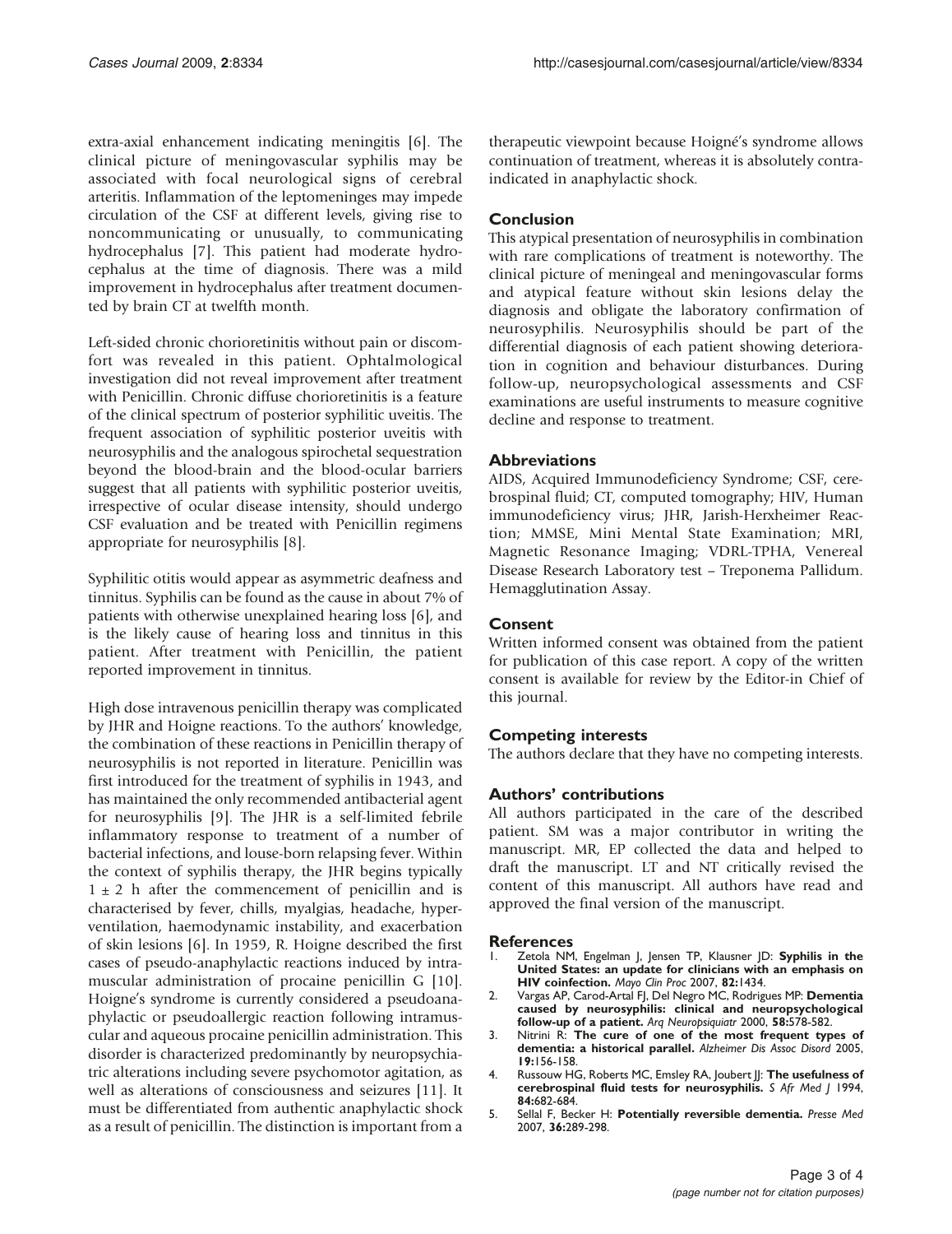extra-axial enhancement indicating meningitis [6]. The clinical picture of meningovascular syphilis may be associated with focal neurological signs of cerebral arteritis. Inflammation of the leptomeninges may impede circulation of the CSF at different levels, giving rise to noncommunicating or unusually, to communicating hydrocephalus [7]. This patient had moderate hydrocephalus at the time of diagnosis. There was a mild improvement in hydrocephalus after treatment documented by brain CT at twelfth month.

Left-sided chronic chorioretinitis without pain or discomfort was revealed in this patient. Ophtalmological investigation did not reveal improvement after treatment with Penicillin. Chronic diffuse chorioretinitis is a feature of the clinical spectrum of posterior syphilitic uveitis. The frequent association of syphilitic posterior uveitis with neurosyphilis and the analogous spirochetal sequestration beyond the blood-brain and the blood-ocular barriers suggest that all patients with syphilitic posterior uveitis, irrespective of ocular disease intensity, should undergo CSF evaluation and be treated with Penicillin regimens appropriate for neurosyphilis [8].

Syphilitic otitis would appear as asymmetric deafness and tinnitus. Syphilis can be found as the cause in about 7% of patients with otherwise unexplained hearing loss [6], and is the likely cause of hearing loss and tinnitus in this patient. After treatment with Penicillin, the patient reported improvement in tinnitus.

High dose intravenous penicillin therapy was complicated by JHR and Hoigne reactions. To the authors' knowledge, the combination of these reactions in Penicillin therapy of neurosyphilis is not reported in literature. Penicillin was first introduced for the treatment of syphilis in 1943, and has maintained the only recommended antibacterial agent for neurosyphilis [9]. The JHR is a self-limited febrile inflammatory response to treatment of a number of bacterial infections, and louse-born relapsing fever. Within the context of syphilis therapy, the JHR begins typically $1 \pm 2$ h after the commencement of penicillin and is characterised by fever, chills, myalgias, headache, hyperventilation, haemodynamic instability, and exacerbation of skin lesions [6]. In 1959, R. Hoigne described the first cases of pseudo-anaphylactic reactions induced by intramuscular administration of procaine penicillin G [10]. Hoigne's syndrome is currently considered a pseudoanaphylactic or pseudoallergic reaction following intramuscular and aqueous procaine penicillin administration. This disorder is characterized predominantly by neuropsychiatric alterations including severe psychomotor agitation, as well as alterations of consciousness and seizures [11]. It must be differentiated from authentic anaphylactic shock as a result of penicillin. The distinction is important from a therapeutic viewpoint because Hoigné's syndrome allows continuation of treatment, whereas it is absolutely contraindicated in anaphylactic shock.

## Conclusion

This atypical presentation of neurosyphilis in combination with rare complications of treatment is noteworthy. The clinical picture of meningeal and meningovascular forms and atypical feature without skin lesions delay the diagnosis and obligate the laboratory confirmation of neurosyphilis. Neurosyphilis should be part of the differential diagnosis of each patient showing deterioration in cognition and behaviour disturbances. During follow-up, neuropsychological assessments and CSF examinations are useful instruments to measure cognitive decline and response to treatment.

## Abbreviations

AIDS, Acquired Immunodeficiency Syndrome; CSF, cerebrospinal fluid; CT, computed tomography; HIV, Human immunodeficiency virus; JHR, Jarish-Herxheimer Reaction; MMSE, Mini Mental State Examination; MRI, Magnetic Resonance Imaging; VDRL-TPHA, Venereal Disease Research Laboratory test – Treponema Pallidum. Hemagglutination Assay.

## Consent

Written informed consent was obtained from the patient for publication of this case report. A copy of the written consent is available for review by the Editor-in Chief of this journal.

## Competing interests

The authors declare that they have no competing interests.

## Authors' contributions

All authors participated in the care of the described patient. SM was a major contributor in writing the manuscript. MR, EP collected the data and helped to draft the manuscript. LT and NT critically revised the content of this manuscript. All authors have read and approved the final version of the manuscript.

## References

1. Zetola NM, Engelman J, Jensen TP, Klausner JD: **Syphilis in the United States: an update for clinicians with an emphasis on HIV coinfection.** *Mayo Clin Proc* 2007, **82:**1434.
2. Vargas AP, Carod-Artal FJ, Del Negro MC, Rodrigues MP: **Dementia caused by neurosyphilis: clinical and neuropsychological follow-up of a patient.** *Arq Neuropsiquiatr* 2000, **58:**578-582.
3. Nitrini R: **The cure of one of the most frequent types of dementia: a historical parallel.** *Alzheimer Dis Assoc Disord* 2005, **19:**156-158.
4. Russouw HG, Roberts MC, Emsley RA, Joubert JJ: **The usefulness of cerebrospinal fluid tests for neurosyphilis.** *S Afr Med J* 1994, **84:**682-684.
5. Sellal F, Becker H: **Potentially reversible dementia.** *Presse Med* 2007, **36:**289-298.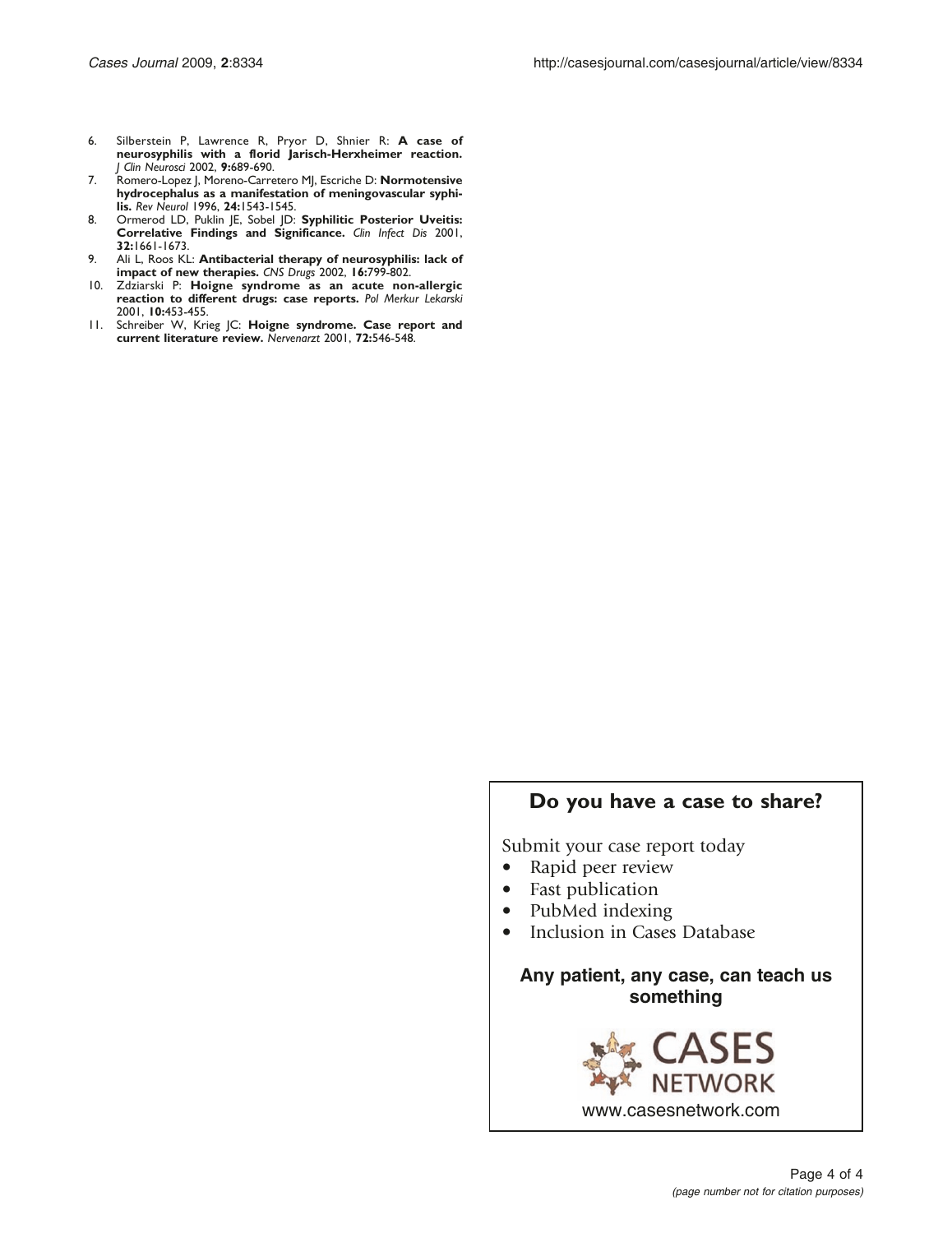6. Silberstein P, Lawrence R, Pryor D, Shnier R: **A case of neurosyphilis with a florid Jarisch-Herxheimer reaction.** *J Clin Neurosci* 2002, **9:**689-690.
7. Romero-Lopez J, Moreno-Carretero MJ, Escriche D: **Normotensive hydrocephalus as a manifestation of meningovascular syphilis.** *Rev Neurol* 1996, **24:**1543-1545.
8. Ormerod LD, Puklin JE, Sobel JD: **Syphilitic Posterior Uveitis: Correlative Findings and Significance.** *Clin Infect Dis* 2001, **32:**1661-1673.
9. Ali L, Roos KL: **Antibacterial therapy of neurosyphilis: lack of impact of new therapies.** *CNS Drugs* 2002, **16:**799-802.
10. Zdziarski P: **Hoigne syndrome as an acute non-allergic reaction to different drugs: case reports.** *Pol Merkur Lekarski* 2001, **10:**453-455.
11. Schreiber W, Krieg JC: **Hoigne syndrome. Case report and current literature review.** *Nervenarzt* 2001, **72:**546-548.

## Do you have a case to share?

Submit your case report today

- Rapid peer review
- Fast publication
- PubMed indexing
- Inclusion in Cases Database

**Any patient, any case, can teach us something**

CASES NETWORK

www.casesnetwork.com